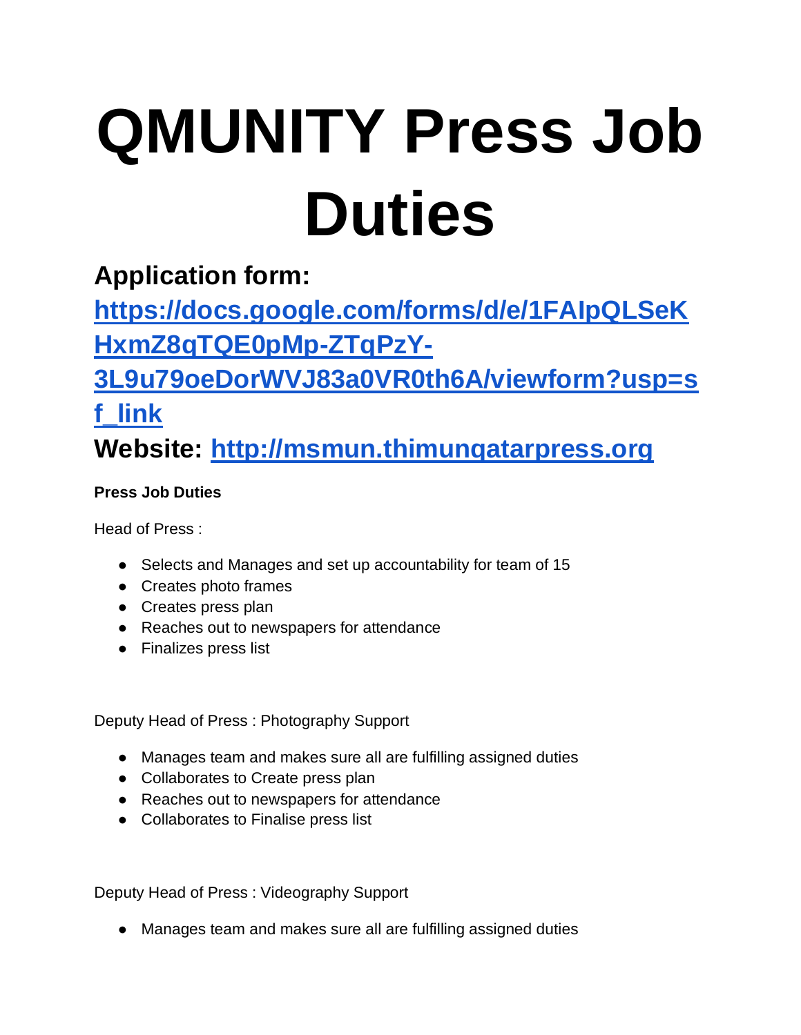# QMUNITY Press Job Duties

## Application form: [https://docs.google.com/forms/d/e/1FAIpQLSeKHxmZ8qTQE0pMp-ZTqPzY-3L9u79oeDorWVJ83a0VR0th6A/viewform?usp=sf_link](https://docs.google.com/forms/d/e/1FAIpQLSeKHxmZ8qTQE0pMp-ZTqPzY-3L9u79oeDorWVJ83a0VR0th6A/viewform?usp=sf_link)

## Website: [http://msmun.thimunqatarpress.org](http://msmun.thimunqatarpress.org)

**Press Job Duties**

Head of Press :

- Selects and Manages and set up accountability for team of 15
- Creates photo frames
- Creates press plan
- Reaches out to newspapers for attendance
- Finalizes press list

Deputy Head of Press : Photography Support

- Manages team and makes sure all are fulfilling assigned duties
- Collaborates to Create press plan
- Reaches out to newspapers for attendance
- Collaborates to Finalise press list

Deputy Head of Press : Videography Support

- Manages team and makes sure all are fulfilling assigned duties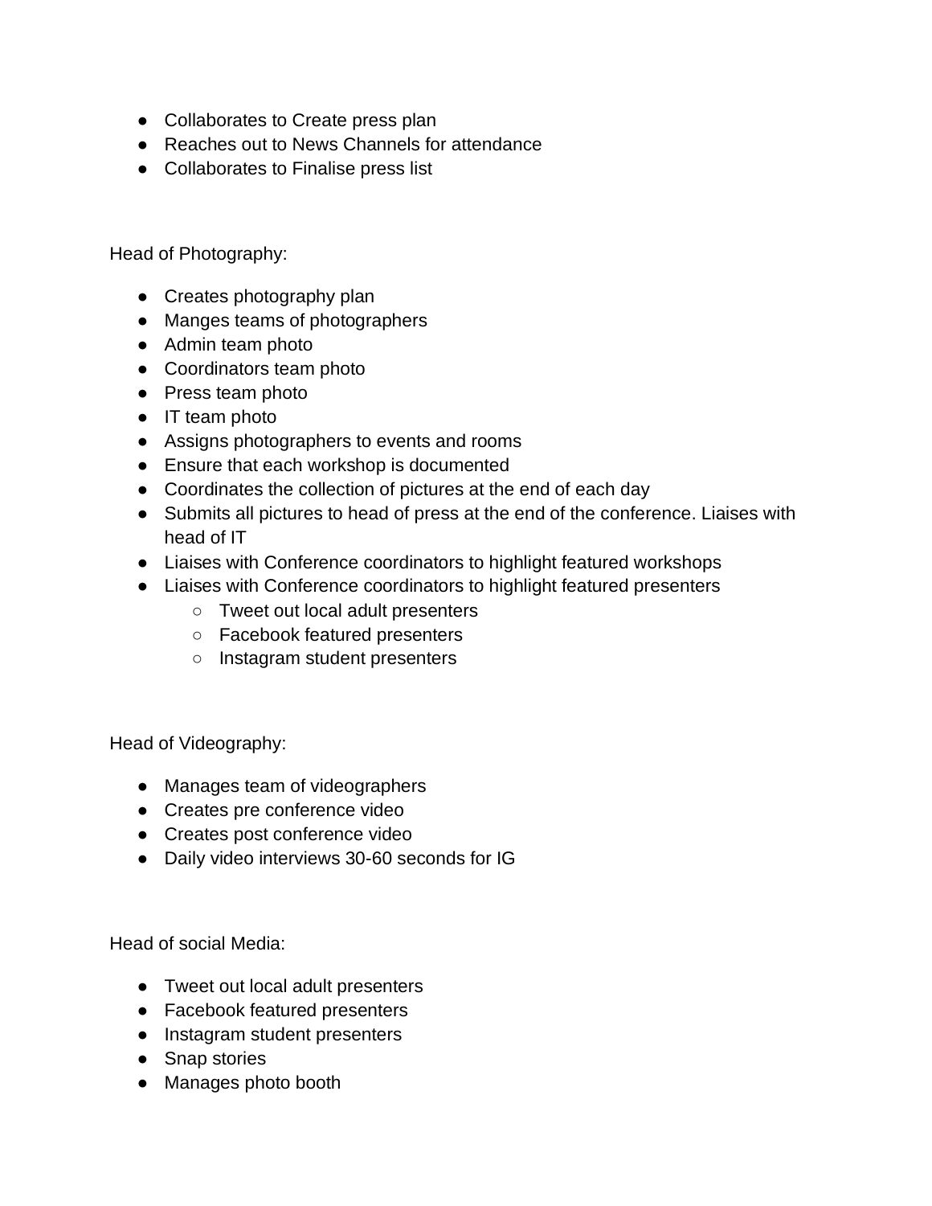- Collaborates to Create press plan
- Reaches out to News Channels for attendance
- Collaborates to Finalise press list

Head of Photography:

- Creates photography plan
- Manges teams of photographers
- Admin team photo
- Coordinators team photo
- Press team photo
- IT team photo
- Assigns photographers to events and rooms
- Ensure that each workshop is documented
- Coordinates the collection of pictures at the end of each day
- Submits all pictures to head of press at the end of the conference. Liaises with head of IT
- Liaises with Conference coordinators to highlight featured workshops
- Liaises with Conference coordinators to highlight featured presenters
  - Tweet out local adult presenters
  - Facebook featured presenters
  - Instagram student presenters

Head of Videography:

- Manages team of videographers
- Creates pre conference video
- Creates post conference video
- Daily video interviews 30-60 seconds for IG

Head of social Media:

- Tweet out local adult presenters
- Facebook featured presenters
- Instagram student presenters
- Snap stories
- Manages photo booth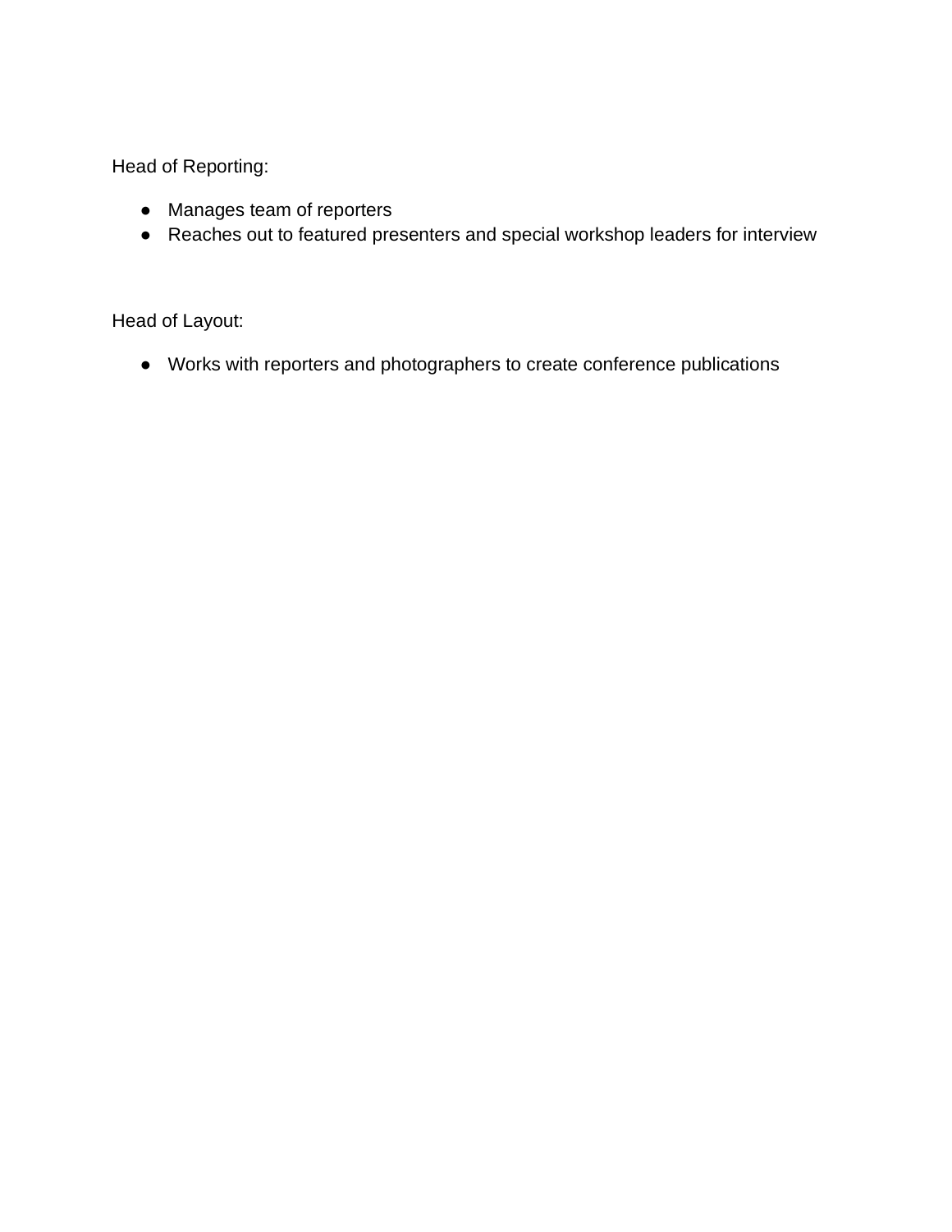Head of Reporting:

- Manages team of reporters
- Reaches out to featured presenters and special workshop leaders for interview

Head of Layout:

- Works with reporters and photographers to create conference publications